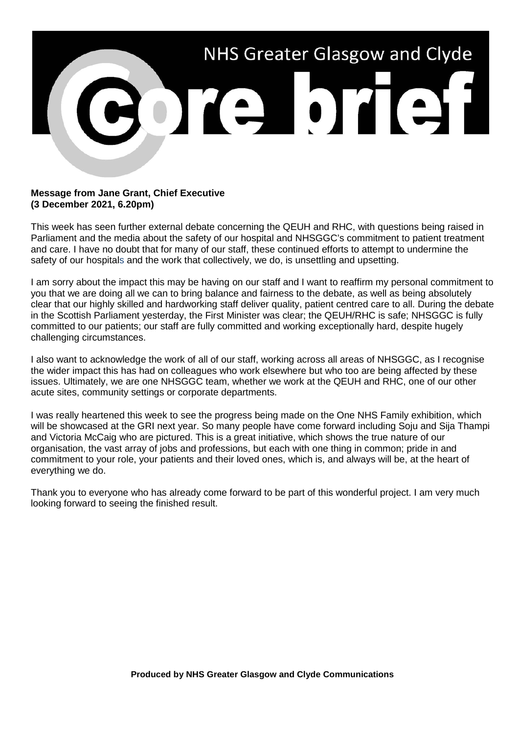# NHS Greater Glasgow and Clyde

# core brief

**Message from Jane Grant, Chief Executive**
**(3 December 2021, 6.20pm)**

This week has seen further external debate concerning the QEUH and RHC, with questions being raised in Parliament and the media about the safety of our hospital and NHSGGC's commitment to patient treatment and care. I have no doubt that for many of our staff, these continued efforts to attempt to undermine the safety of our hospitals and the work that collectively, we do, is unsettling and upsetting.

I am sorry about the impact this may be having on our staff and I want to reaffirm my personal commitment to you that we are doing all we can to bring balance and fairness to the debate, as well as being absolutely clear that our highly skilled and hardworking staff deliver quality, patient centred care to all. During the debate in the Scottish Parliament yesterday, the First Minister was clear; the QEUH/RHC is safe; NHSGGC is fully committed to our patients; our staff are fully committed and working exceptionally hard, despite hugely challenging circumstances.

I also want to acknowledge the work of all of our staff, working across all areas of NHSGGC, as I recognise the wider impact this has had on colleagues who work elsewhere but who too are being affected by these issues. Ultimately, we are one NHSGGC team, whether we work at the QEUH and RHC, one of our other acute sites, community settings or corporate departments.

I was really heartened this week to see the progress being made on the One NHS Family exhibition, which will be showcased at the GRI next year. So many people have come forward including Soju and Sija Thampi and Victoria McCaig who are pictured. This is a great initiative, which shows the true nature of our organisation, the vast array of jobs and professions, but each with one thing in common; pride in and commitment to your role, your patients and their loved ones, which is, and always will be, at the heart of everything we do.

Thank you to everyone who has already come forward to be part of this wonderful project. I am very much looking forward to seeing the finished result.

**Produced by NHS Greater Glasgow and Clyde Communications**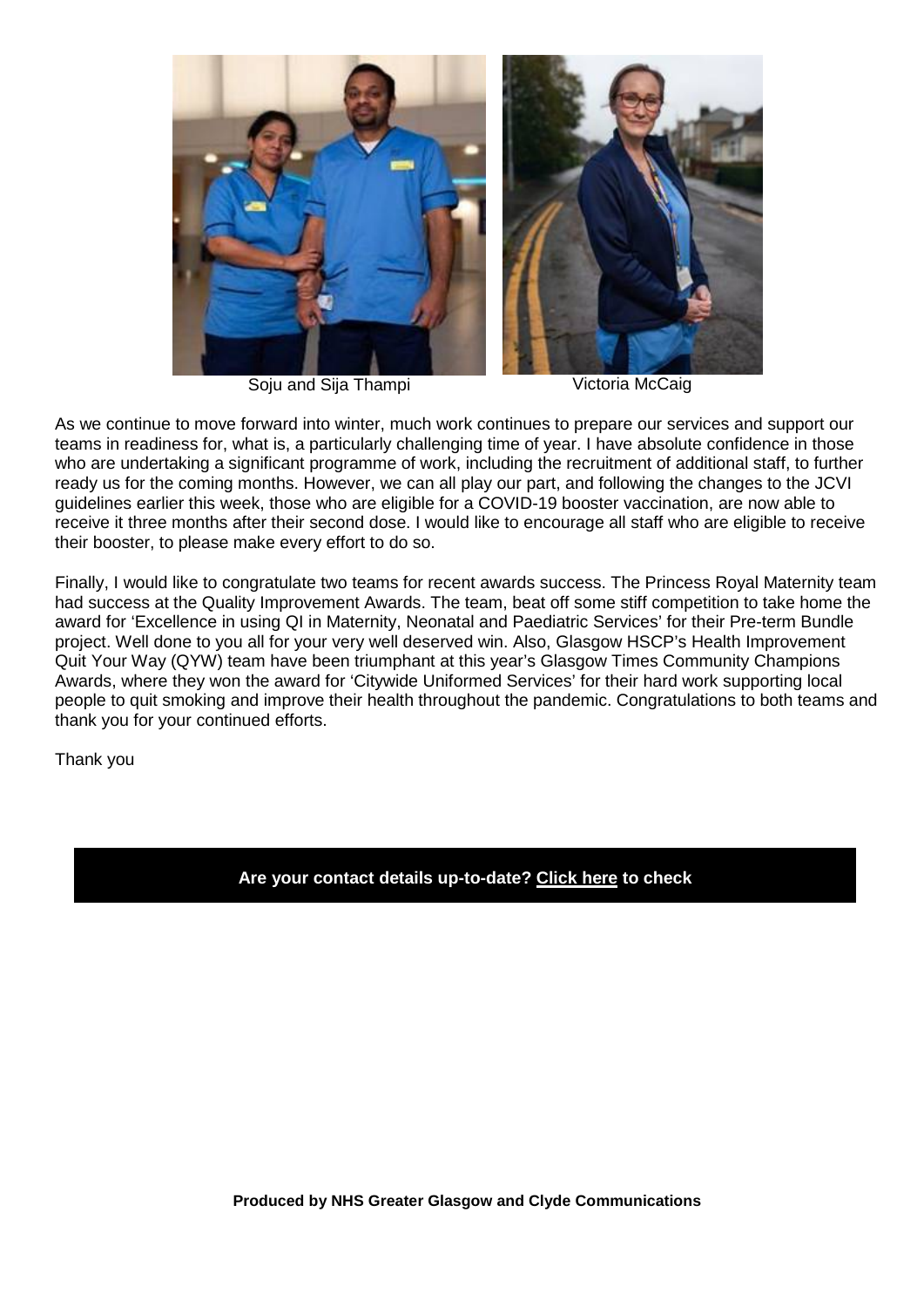Soju and Sija Thampi

Victoria McCaig

As we continue to move forward into winter, much work continues to prepare our services and support our teams in readiness for, what is, a particularly challenging time of year. I have absolute confidence in those who are undertaking a significant programme of work, including the recruitment of additional staff, to further ready us for the coming months. However, we can all play our part, and following the changes to the JCVI guidelines earlier this week, those who are eligible for a COVID-19 booster vaccination, are now able to receive it three months after their second dose. I would like to encourage all staff who are eligible to receive their booster, to please make every effort to do so.

Finally, I would like to congratulate two teams for recent awards success. The Princess Royal Maternity team had success at the Quality Improvement Awards. The team, beat off some stiff competition to take home the award for 'Excellence in using QI in Maternity, Neonatal and Paediatric Services' for their Pre-term Bundle project. Well done to you all for your very well deserved win. Also, Glasgow HSCP's Health Improvement Quit Your Way (QYW) team have been triumphant at this year's Glasgow Times Community Champions Awards, where they won the award for 'Citywide Uniformed Services' for their hard work supporting local people to quit smoking and improve their health throughout the pandemic. Congratulations to both teams and thank you for your continued efforts.

Thank you

**Are your contact details up-to-date? Click here to check**

**Produced by NHS Greater Glasgow and Clyde Communications**